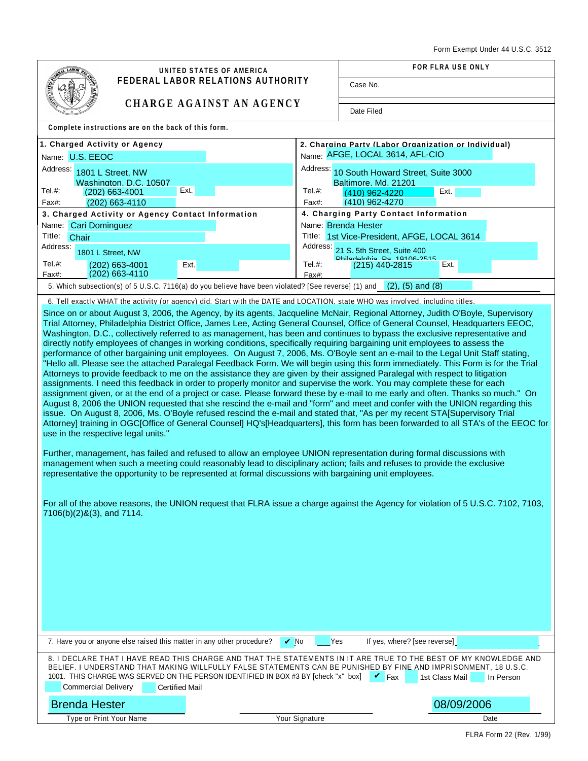Form Exempt Under 44 U.S.C. 3512

# UNITED STATES OF AMERICA
# FEDERAL LABOR RELATIONS AUTHORITY

## CHARGE AGAINST AN AGENCY

| FOR FLRA USE ONLY |
|---|
| Case No. |
| Date Filed |

**Complete instructions are on the back of this form.**

| **1. Charged Activity or Agency** | **2. Charging Party (Labor Organization or Individual)** |
|---|---|
| Name: U.S. EEOC | Name: AFGE, LOCAL 3614, AFL-CIO |
| Address: 1801 L Street, NW Washington, D.C. 10507 | Address: 10 South Howard Street, Suite 3000 Baltimore, Md. 21201 |
| Tel.#: (202) 663-4001 Ext. | Tel.#: (410) 962-4220 Ext. |
| Fax#: (202) 663-4110 | Fax#: (410) 962-4270 |
| **3. Charged Activity or Agency Contact Information** | **4. Charging Party Contact Information** |
| Name: Cari Dominguez | Name: Brenda Hester |
| Title: Chair | Title: 1st Vice-President, AFGE, LOCAL 3614 |
| Address: 1801 L Street, NW | Address: 21 S. 5th Street, Suite 400 Philadelphia, Pa. 19106-2515 |
| Tel.#: (202) 663-4001 Ext. | Tel.#: (215) 440-2815 Ext. |
| Fax#: (202) 663-4110 | Fax#: |

5. Which subsection(s) of 5 U.S.C. 7116(a) do you believe have been violated? [See reverse] (1) and (2), (5) and (8)

6. Tell exactly WHAT the activity (or agency) did. Start with the DATE and LOCATION, state WHO was involved, including titles.

Since on or about August 3, 2006, the Agency, by its agents, Jacqueline McNair, Regional Attorney, Judith O'Boyle, Supervisory Trial Attorney, Philadelphia District Office, James Lee, Acting General Counsel, Office of General Counsel, Headquarters EEOC, Washington, D.C., collectively referred to as management, has been and continues to bypass the exclusive representative and directly notify employees of changes in working conditions, specifically requiring bargaining unit employees to assess the performance of other bargaining unit employees. On August 7, 2006, Ms. O'Boyle sent an e-mail to the Legal Unit Staff stating, "Hello all. Please see the attached Paralegal Feedback Form. We will begin using this form immediately. This Form is for the Trial Attorneys to provide feedback to me on the assistance they are given by their assigned Paralegal with respect to litigation assignments. I need this feedback in order to properly monitor and supervise the work. You may complete these for each assignment given, or at the end of a project or case. Please forward these by e-mail to me early and often. Thanks so much." On August 8, 2006 the UNION requested that she rescind the e-mail and "form" and meet and confer with the UNION regarding this issue. On August 8, 2006, Ms. O'Boyle refused rescind the e-mail and stated that, "As per my recent STA[Supervisory Trial Attorney] training in OGC[Office of General Counsel] HQ's[Headquarters], this form has been forwarded to all STA's of the EEOC for use in the respective legal units."

Further, management, has failed and refused to allow an employee UNION representation during formal discussions with management when such a meeting could reasonably lead to disciplinary action; fails and refuses to provide the exclusive representative the opportunity to be represented at formal discussions with bargaining unit employees.

For all of the above reasons, the UNION request that FLRA issue a charge against the Agency for violation of 5 U.S.C. 7102, 7103, 7106(b)(2)&(3), and 7114.

7. Have you or anyone else raised this matter in any other procedure? ✔ No ☐ Yes If yes, where? [see reverse]

8. I DECLARE THAT I HAVE READ THIS CHARGE AND THAT THE STATEMENTS IN IT ARE TRUE TO THE BEST OF MY KNOWLEDGE AND BELIEF. I UNDERSTAND THAT MAKING WILLFULLY FALSE STATEMENTS CAN BE PUNISHED BY FINE AND IMPRISONMENT, 18 U.S.C. 1001. THIS CHARGE WAS SERVED ON THE PERSON IDENTIFIED IN BOX #3 BY [check "x" box] ✔ Fax ☐ 1st Class Mail ☐ In Person ☐ Commercial Delivery ☐ Certified Mail

| Brenda Hester | | 08/09/2006 |
|---|---|---|
| Type or Print Your Name | Your Signature | Date |

FLRA Form 22 (Rev. 1/99)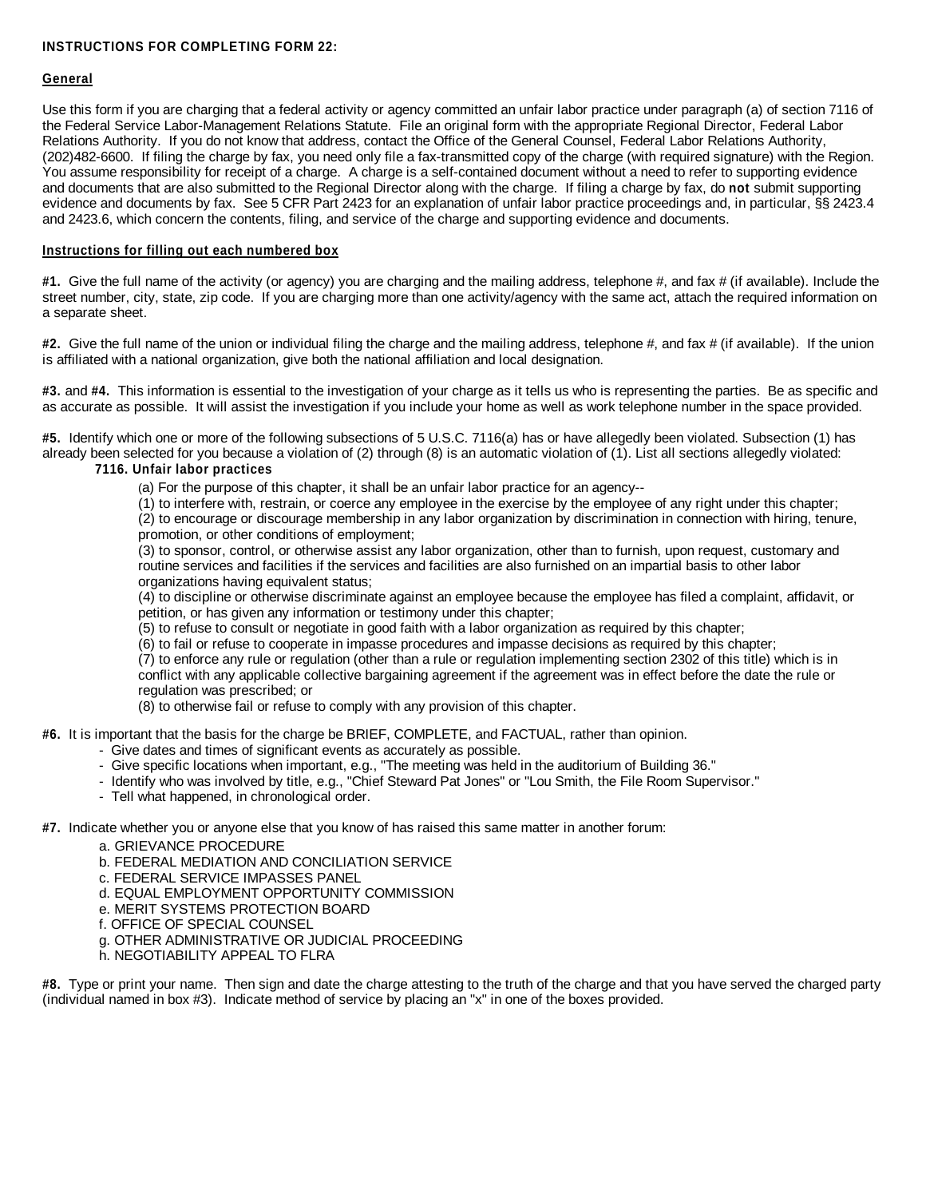**INSTRUCTIONS FOR COMPLETING FORM 22:**

**General**

Use this form if you are charging that a federal activity or agency committed an unfair labor practice under paragraph (a) of section 7116 of the Federal Service Labor-Management Relations Statute. File an original form with the appropriate Regional Director, Federal Labor Relations Authority. If you do not know that address, contact the Office of the General Counsel, Federal Labor Relations Authority, (202)482-6600. If filing the charge by fax, you need only file a fax-transmitted copy of the charge (with required signature) with the Region. You assume responsibility for receipt of a charge. A charge is a self-contained document without a need to refer to supporting evidence and documents that are also submitted to the Regional Director along with the charge. If filing a charge by fax, do **not** submit supporting evidence and documents by fax. See 5 CFR Part 2423 for an explanation of unfair labor practice proceedings and, in particular, §§ 2423.4 and 2423.6, which concern the contents, filing, and service of the charge and supporting evidence and documents.

**Instructions for filling out each numbered box**

**#1.** Give the full name of the activity (or agency) you are charging and the mailing address, telephone #, and fax # (if available). Include the street number, city, state, zip code. If you are charging more than one activity/agency with the same act, attach the required information on a separate sheet.

**#2.** Give the full name of the union or individual filing the charge and the mailing address, telephone #, and fax # (if available). If the union is affiliated with a national organization, give both the national affiliation and local designation.

**#3.** and **#4.** This information is essential to the investigation of your charge as it tells us who is representing the parties. Be as specific and as accurate as possible. It will assist the investigation if you include your home as well as work telephone number in the space provided.

**#5.** Identify which one or more of the following subsections of 5 U.S.C. 7116(a) has or have allegedly been violated. Subsection (1) has already been selected for you because a violation of (2) through (8) is an automatic violation of (1). List all sections allegedly violated:

**7116. Unfair labor practices**

(a) For the purpose of this chapter, it shall be an unfair labor practice for an agency--

(1) to interfere with, restrain, or coerce any employee in the exercise by the employee of any right under this chapter;

(2) to encourage or discourage membership in any labor organization by discrimination in connection with hiring, tenure, promotion, or other conditions of employment;

(3) to sponsor, control, or otherwise assist any labor organization, other than to furnish, upon request, customary and routine services and facilities if the services and facilities are also furnished on an impartial basis to other labor organizations having equivalent status;

(4) to discipline or otherwise discriminate against an employee because the employee has filed a complaint, affidavit, or petition, or has given any information or testimony under this chapter;

(5) to refuse to consult or negotiate in good faith with a labor organization as required by this chapter;

(6) to fail or refuse to cooperate in impasse procedures and impasse decisions as required by this chapter;

(7) to enforce any rule or regulation (other than a rule or regulation implementing section 2302 of this title) which is in conflict with any applicable collective bargaining agreement if the agreement was in effect before the date the rule or regulation was prescribed; or

(8) to otherwise fail or refuse to comply with any provision of this chapter.

**#6.** It is important that the basis for the charge be BRIEF, COMPLETE, and FACTUAL, rather than opinion.

- Give dates and times of significant events as accurately as possible.
- Give specific locations when important, e.g., "The meeting was held in the auditorium of Building 36."
- Identify who was involved by title, e.g., "Chief Steward Pat Jones" or "Lou Smith, the File Room Supervisor."
- Tell what happened, in chronological order.

**#7.** Indicate whether you or anyone else that you know of has raised this same matter in another forum:

a. GRIEVANCE PROCEDURE
b. FEDERAL MEDIATION AND CONCILIATION SERVICE
c. FEDERAL SERVICE IMPASSES PANEL
d. EQUAL EMPLOYMENT OPPORTUNITY COMMISSION
e. MERIT SYSTEMS PROTECTION BOARD
f. OFFICE OF SPECIAL COUNSEL
g. OTHER ADMINISTRATIVE OR JUDICIAL PROCEEDING
h. NEGOTIABILITY APPEAL TO FLRA

**#8.** Type or print your name. Then sign and date the charge attesting to the truth of the charge and that you have served the charged party (individual named in box #3). Indicate method of service by placing an "x" in one of the boxes provided.